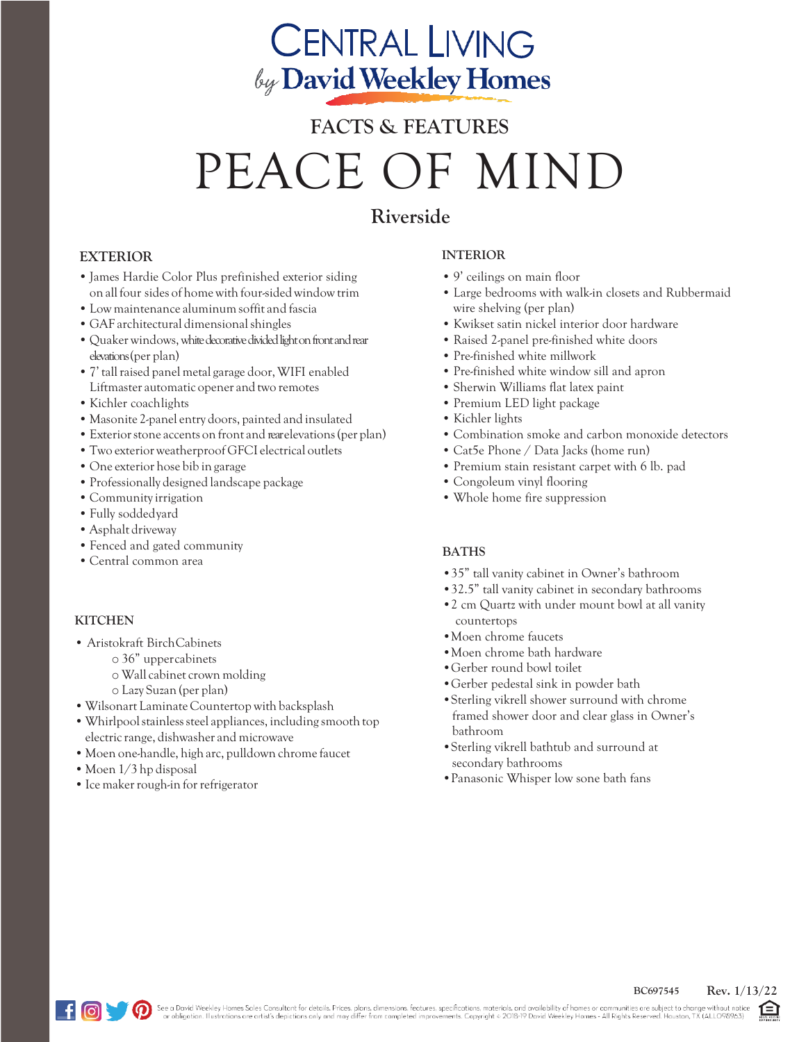# CENTRAL LIVING by David Weekley Homes

## FACTS & FEATURES

# PEACE OF MIND

## Riverside

### EXTERIOR

- James Hardie Color Plus prefinished exterior siding on all four sides of home with four-sided window trim
- Low maintenance aluminum soffit and fascia
- GAF architectural dimensional shingles
- Quaker windows, white decorative divided light on front and rear elevations (per plan)
- 7' tall raised panel metal garage door, WIFI enabled Liftmaster automatic opener and two remotes
- Kichler coachlights
- Masonite 2-panel entry doors, painted and insulated
- Exterior stone accents on front and rear elevations (per plan)
- Two exterior weatherproof GFCI electrical outlets
- One exterior hose bib in garage
- Professionally designed landscape package
- Community irrigation
- Fully sodded yard
- Asphalt driveway
- Fenced and gated community
- Central common area

### KITCHEN

- Aristokraft Birch Cabinets
  - 36" upper cabinets
  - Wall cabinet crown molding
  - Lazy Suzan (per plan)
- Wilsonart Laminate Countertop with backsplash
- Whirlpool stainless steel appliances, including smooth top electric range, dishwasher and microwave
- Moen one-handle, high arc, pulldown chrome faucet
- Moen 1/3 hp disposal
- Ice maker rough-in for refrigerator

### INTERIOR

- 9' ceilings on main floor
- Large bedrooms with walk-in closets and Rubbermaid wire shelving (per plan)
- Kwikset satin nickel interior door hardware
- Raised 2-panel pre-finished white doors
- Pre-finished white millwork
- Pre-finished white window sill and apron
- Sherwin Williams flat latex paint
- Premium LED light package
- Kichler lights
- Combination smoke and carbon monoxide detectors
- Cat5e Phone / Data Jacks (home run)
- Premium stain resistant carpet with 6 lb. pad
- Congoleum vinyl flooring
- Whole home fire suppression

### BATHS

- 35" tall vanity cabinet in Owner's bathroom
- 32.5" tall vanity cabinet in secondary bathrooms
- 2 cm Quartz with under mount bowl at all vanity countertops
- Moen chrome faucets
- Moen chrome bath hardware
- Gerber round bowl toilet
- Gerber pedestal sink in powder bath
- Sterling vikrell shower surround with chrome framed shower door and clear glass in Owner's bathroom
- Sterling vikrell bathtub and surround at secondary bathrooms
- Panasonic Whisper low sone bath fans

BC697545 Rev. 1/13/22

See a David Weekley Homes Sales Consultant for details. Prices, plans, dimensions, features, specifications, materials, and availability of homes or communities are subject to change without notice or obligation. Illustrations are artist's depictions only and may differ from completed improvements. Copyright © 2018-19 David Weekley Homes - All Rights Reserved. Houston, TX (ALL098963)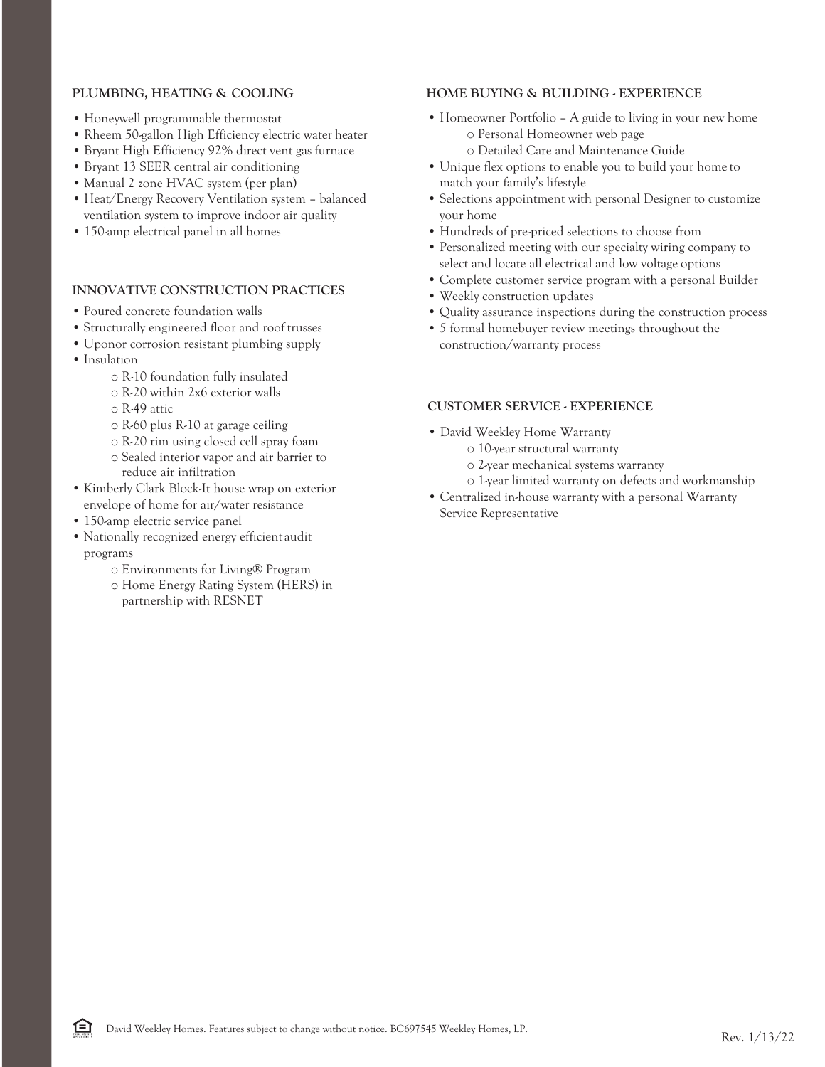## PLUMBING, HEATING & COOLING

- Honeywell programmable thermostat
- Rheem 50-gallon High Efficiency electric water heater
- Bryant High Efficiency 92% direct vent gas furnace
- Bryant 13 SEER central air conditioning
- Manual 2 zone HVAC system (per plan)
- Heat/Energy Recovery Ventilation system – balanced ventilation system to improve indoor air quality
- 150-amp electrical panel in all homes

## INNOVATIVE CONSTRUCTION PRACTICES

- Poured concrete foundation walls
- Structurally engineered floor and roof trusses
- Uponor corrosion resistant plumbing supply
- Insulation
    - R-10 foundation fully insulated
    - R-20 within 2x6 exterior walls
    - R-49 attic
    - R-60 plus R-10 at garage ceiling
    - R-20 rim using closed cell spray foam
    - Sealed interior vapor and air barrier to reduce air infiltration
- Kimberly Clark Block-It house wrap on exterior envelope of home for air/water resistance
- 150-amp electric service panel
- Nationally recognized energy efficient audit programs
    - Environments for Living® Program
    - Home Energy Rating System (HERS) in partnership with RESNET

## HOME BUYING & BUILDING - EXPERIENCE

- Homeowner Portfolio – A guide to living in your new home
    - Personal Homeowner web page
    - Detailed Care and Maintenance Guide
- Unique flex options to enable you to build your home to match your family's lifestyle
- Selections appointment with personal Designer to customize your home
- Hundreds of pre-priced selections to choose from
- Personalized meeting with our specialty wiring company to select and locate all electrical and low voltage options
- Complete customer service program with a personal Builder
- Weekly construction updates
- Quality assurance inspections during the construction process
- 5 formal homebuyer review meetings throughout the construction/warranty process

## CUSTOMER SERVICE - EXPERIENCE

- David Weekley Home Warranty
    - 10-year structural warranty
    - 2-year mechanical systems warranty
    - 1-year limited warranty on defects and workmanship
- Centralized in-house warranty with a personal Warranty Service Representative

David Weekley Homes. Features subject to change without notice. BC697545 Weekley Homes, LP.

Rev. 1/13/22